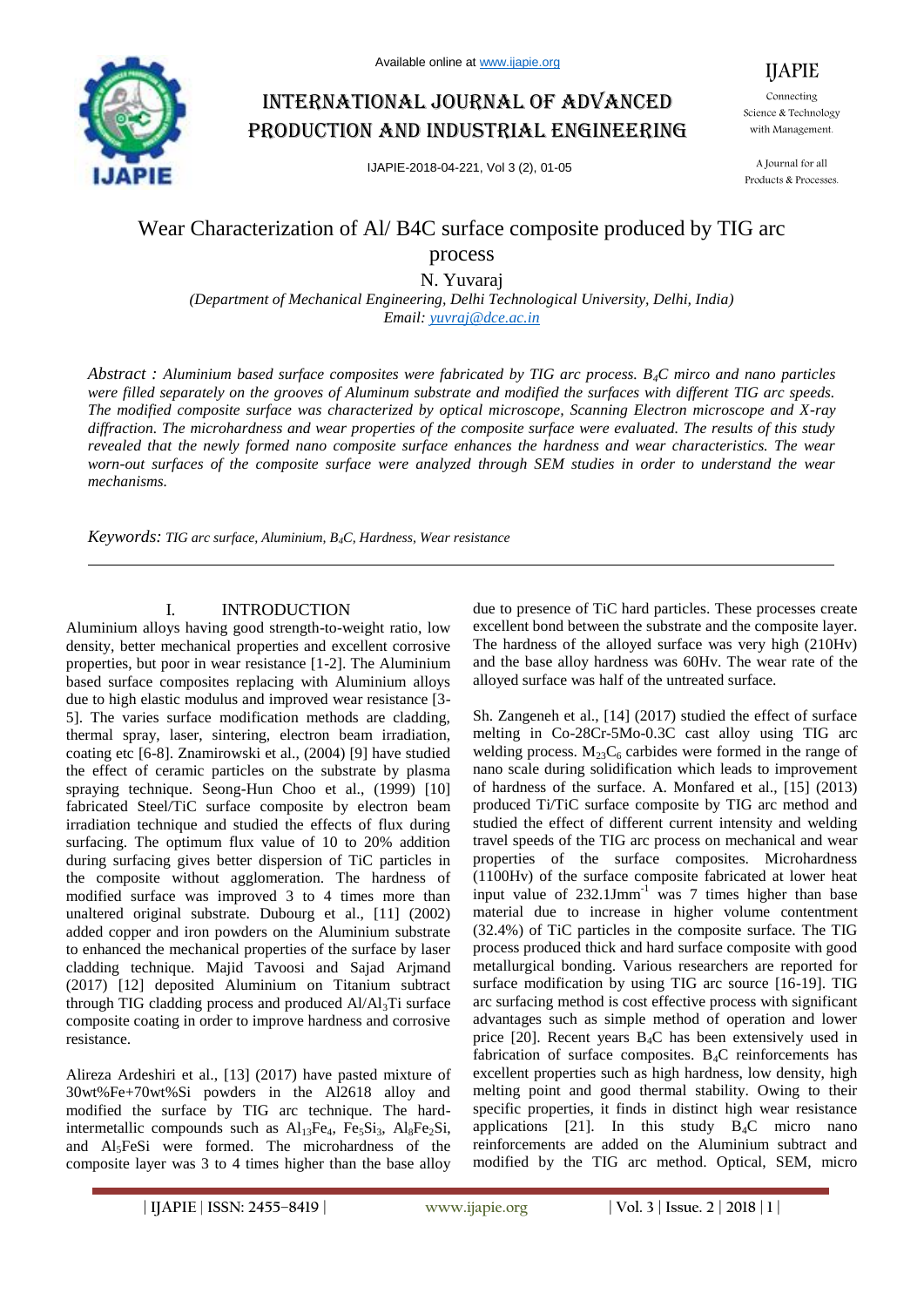# Wear Characterization of Al/ B4C surface composite produced by TIG arc process

N. Yuvaraj

*(Department of Mechanical Engineering, Delhi Technological University, Delhi, India)*
*Email: yuvraj@dce.ac.in*

*Abstract : Aluminium based surface composites were fabricated by TIG arc process. $B_4C$ mirco and nano particles were filled separately on the grooves of Aluminum substrate and modified the surfaces with different TIG arc speeds. The modified composite surface was characterized by optical microscope, Scanning Electron microscope and X-ray diffraction. The microhardness and wear properties of the composite surface were evaluated. The results of this study revealed that the newly formed nano composite surface enhances the hardness and wear characteristics. The wear worn-out surfaces of the composite surface were analyzed through SEM studies in order to understand the wear mechanisms.*

*Keywords: TIG arc surface, Aluminium, $B_4C$, Hardness, Wear resistance*

## I. INTRODUCTION

Aluminium alloys having good strength-to-weight ratio, low density, better mechanical properties and excellent corrosive properties, but poor in wear resistance [1-2]. The Aluminium based surface composites replacing with Aluminium alloys due to high elastic modulus and improved wear resistance [3-5]. The varies surface modification methods are cladding, thermal spray, laser, sintering, electron beam irradiation, coating etc [6-8]. Znamirowski et al., (2004) [9] have studied the effect of ceramic particles on the substrate by plasma spraying technique. Seong-Hun Choo et al., (1999) [10] fabricated Steel/TiC surface composite by electron beam irradiation technique and studied the effects of flux during surfacing. The optimum flux value of 10 to 20% addition during surfacing gives better dispersion of TiC particles in the composite without agglomeration. The hardness of modified surface was improved 3 to 4 times more than unaltered original substrate. Dubourg et al., [11] (2002) added copper and iron powders on the Aluminium substrate to enhanced the mechanical properties of the surface by laser cladding technique. Majid Tavoosi and Sajad Arjmand (2017) [12] deposited Aluminium on Titanium subtract through TIG cladding process and produced $Al/Al_3Ti$ surface composite coating in order to improve hardness and corrosive resistance.

Alireza Ardeshiri et al., [13] (2017) have pasted mixture of 30wt%Fe+70wt%Si powders in the Al2618 alloy and modified the surface by TIG arc technique. The hard-intermetallic compounds such as $Al_{13}Fe_4$, $Fe_5Si_3$, $Al_8Fe_2Si$, and $Al_5FeSi$ were formed. The microhardness of the composite layer was 3 to 4 times higher than the base alloy due to presence of TiC hard particles. These processes create excellent bond between the substrate and the composite layer. The hardness of the alloyed surface was very high (210Hv) and the base alloy hardness was 60Hv. The wear rate of the alloyed surface was half of the untreated surface.

Sh. Zangeneh et al., [14] (2017) studied the effect of surface melting in Co-28Cr-5Mo-0.3C cast alloy using TIG arc welding process. $M_{23}C_6$ carbides were formed in the range of nano scale during solidification which leads to improvement of hardness of the surface. A. Monfared et al., [15] (2013) produced Ti/TiC surface composite by TIG arc method and studied the effect of different current intensity and welding travel speeds of the TIG arc process on mechanical and wear properties of the surface composites. Microhardness (1100Hv) of the surface composite fabricated at lower heat input value of $232.1Jmm^{-1}$ was 7 times higher than base material due to increase in higher volume contentment (32.4%) of TiC particles in the composite surface. The TIG process produced thick and hard surface composite with good metallurgical bonding. Various researchers are reported for surface modification by using TIG arc source [16-19]. TIG arc surfacing method is cost effective process with significant advantages such as simple method of operation and lower price [20]. Recent years $B_4C$ has been extensively used in fabrication of surface composites. $B_4C$ reinforcements has excellent properties such as high hardness, low density, high melting point and good thermal stability. Owing to their specific properties, it finds in distinct high wear resistance applications [21]. In this study $B_4C$ micro nano reinforcements are added on the Aluminium subtract and modified by the TIG arc method. Optical, SEM, micro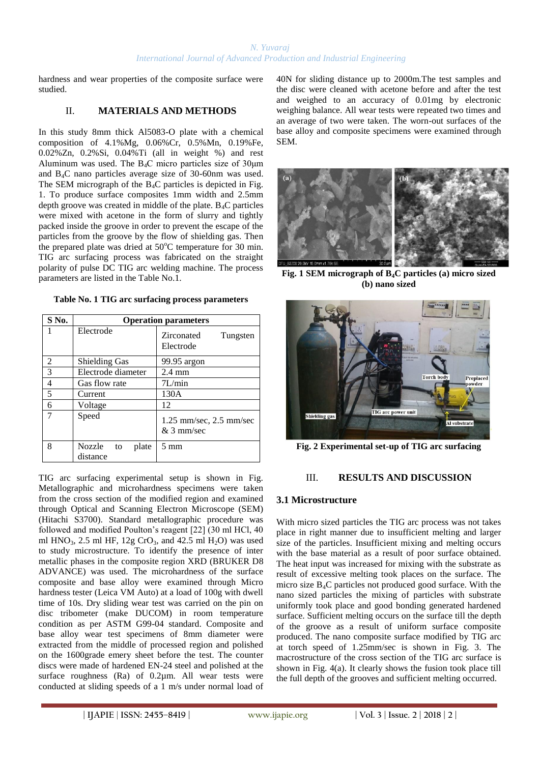hardness and wear properties of the composite surface were studied.

## II. MATERIALS AND METHODS

In this study 8mm thick Al5083-O plate with a chemical composition of 4.1%Mg, 0.06%Cr, 0.5%Mn, 0.19%Fe, 0.02%Zn, 0.2%Si, 0.04%Ti (all in weight %) and rest Aluminum was used. The $B_4C$ micro particles size of 30μm and $B_4C$ nano particles average size of 30-60nm was used. The SEM micrograph of the $B_4C$ particles is depicted in Fig. 1. To produce surface composites 1mm width and 2.5mm depth groove was created in middle of the plate. $B_4C$ particles were mixed with acetone in the form of slurry and tightly packed inside the groove in order to prevent the escape of the particles from the groove by the flow of shielding gas. Then the prepared plate was dried at 50°C temperature for 30 min. TIG arc surfacing process was fabricated on the straight polarity of pulse DC TIG arc welding machine. The process parameters are listed in the Table No.1.

**Table No. 1 TIG arc surfacing process parameters**

| S No. | Operation parameters | |
|---|---|---|
| 1 | Electrode | Zirconated Tungsten Electrode |
| 2 | Shielding Gas | 99.95 argon |
| 3 | Electrode diameter | 2.4 mm |
| 4 | Gas flow rate | 7L/min |
| 5 | Current | 130A |
| 6 | Voltage | 12 |
| 7 | Speed | 1.25 mm/sec, 2.5 mm/sec & 3 mm/sec |
| 8 | Nozzle to plate distance | 5 mm |

TIG arc surfacing experimental setup is shown in Fig. Metallographic and microhardness specimens were taken from the cross section of the modified region and examined through Optical and Scanning Electron Microscope (SEM) (Hitachi S3700). Standard metallographic procedure was followed and modified Poulton's reagent [22] (30 ml HCl, 40 ml $HNO_3$, 2.5 ml HF, 12g $CrO_3$, and 42.5 ml $H_2O$) was used to study microstructure. To identify the presence of inter metallic phases in the composite region XRD (BRUKER D8 ADVANCE) was used. The microhardness of the surface composite and base alloy were examined through Micro hardness tester (Leica VM Auto) at a load of 100g with dwell time of 10s. Dry sliding wear test was carried on the pin on disc tribometer (make DUCOM) in room temperature condition as per ASTM G99-04 standard. Composite and base alloy wear test specimens of 8mm diameter were extracted from the middle of processed region and polished on the 1600grade emery sheet before the test. The counter discs were made of hardened EN-24 steel and polished at the surface roughness (Ra) of 0.2μm. All wear tests were conducted at sliding speeds of a 1 m/s under normal load of 40N for sliding distance up to 2000m.The test samples and the disc were cleaned with acetone before and after the test and weighed to an accuracy of 0.01mg by electronic weighing balance. All wear tests were repeated two times and an average of two were taken. The worn-out surfaces of the base alloy and composite specimens were examined through SEM.

**Fig. 1 SEM micrograph of $B_4C$ particles (a) micro sized (b) nano sized**

**Fig. 2 Experimental set-up of TIG arc surfacing**

## III. RESULTS AND DISCUSSION

### 3.1 Microstructure

With micro sized particles the TIG arc process was not takes place in right manner due to insufficient melting and larger size of the particles. Insufficient mixing and melting occurs with the base material as a result of poor surface obtained. The heat input was increased for mixing with the substrate as result of excessive melting took places on the surface. The micro size $B_4C$ particles not produced good surface. With the nano sized particles the mixing of particles with substrate uniformly took place and good bonding generated hardened surface. Sufficient melting occurs on the surface till the depth of the groove as a result of uniform surface composite produced. The nano composite surface modified by TIG arc at torch speed of 1.25mm/sec is shown in Fig. 3. The macrostructure of the cross section of the TIG arc surface is shown in Fig. 4(a). It clearly shows the fusion took place till the full depth of the grooves and sufficient melting occurred.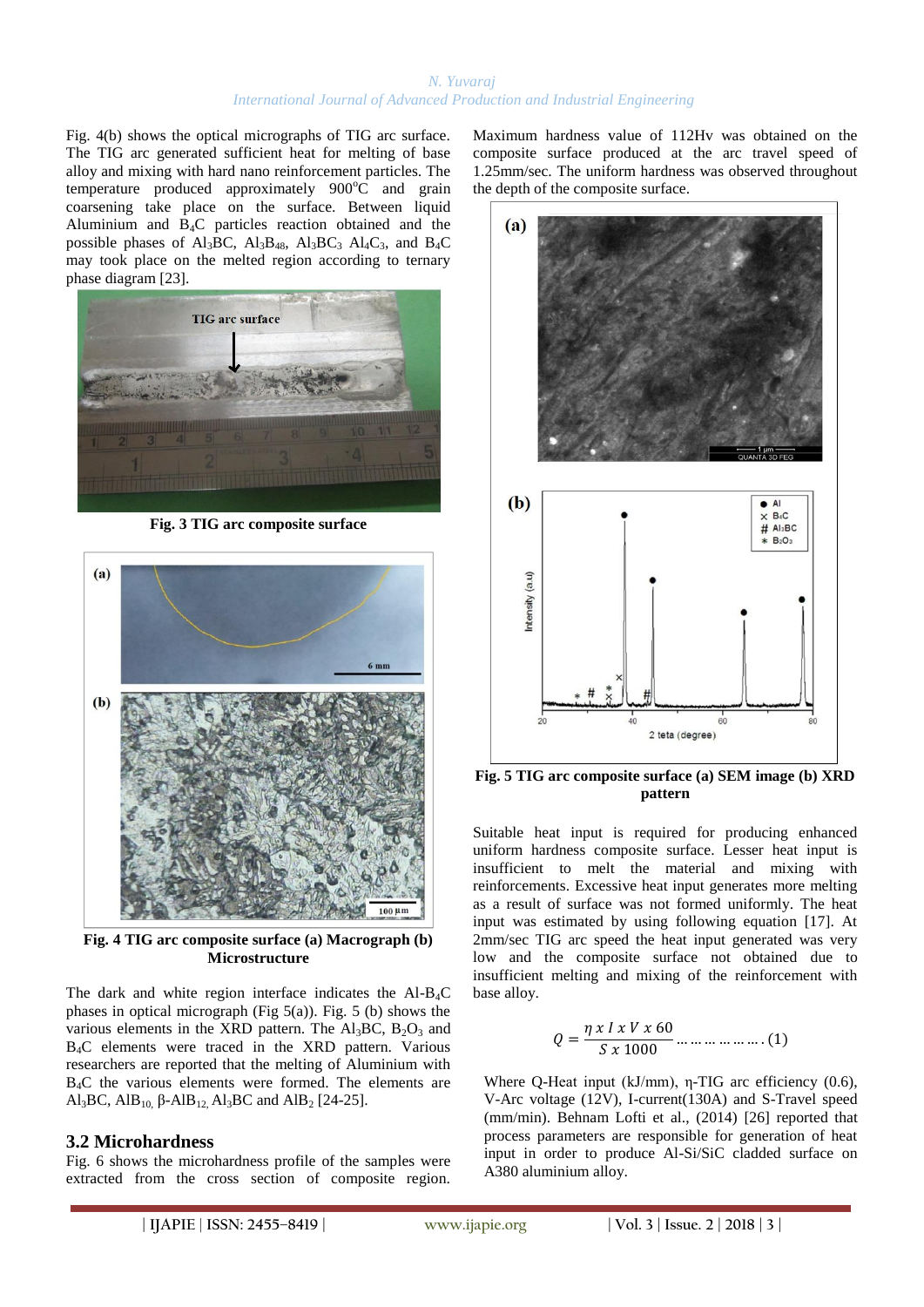Fig. 4(b) shows the optical micrographs of TIG arc surface. The TIG arc generated sufficient heat for melting of base alloy and mixing with hard nano reinforcement particles. The temperature produced approximately 900$^o$C and grain coarsening take place on the surface. Between liquid Aluminium and $B_4C$ particles reaction obtained and the possible phases of $Al_3BC$, $Al_3B_{48}$, $Al_3BC_3$ $Al_4C_3$, and $B_4C$ may took place on the melted region according to ternary phase diagram [23].

**Fig. 3 TIG arc composite surface**

**Fig. 4 TIG arc composite surface (a) Macrograph (b) Microstructure**

The dark and white region interface indicates the Al-$B_4C$ phases in optical micrograph (Fig 5(a)). Fig. 5 (b) shows the various elements in the XRD pattern. The $Al_3BC$, $B_2O_3$ and $B_4C$ elements were traced in the XRD pattern. Various researchers are reported that the melting of Aluminium with $B_4C$ the various elements were formed. The elements are $Al_3BC$, $AlB_{10}$, β-$AlB_{12}$, $Al_3BC$ and $AlB_2$ [24-25].

## 3.2 Microhardness

Fig. 6 shows the microhardness profile of the samples were extracted from the cross section of composite region. Maximum hardness value of 112Hv was obtained on the composite surface produced at the arc travel speed of 1.25mm/sec. The uniform hardness was observed throughout the depth of the composite surface.

**Fig. 5 TIG arc composite surface (a) SEM image (b) XRD pattern**

Suitable heat input is required for producing enhanced uniform hardness composite surface. Lesser heat input is insufficient to melt the material and mixing with reinforcements. Excessive heat input generates more melting as a result of surface was not formed uniformly. The heat input was estimated by using following equation [17]. At 2mm/sec TIG arc speed the heat input generated was very low and the composite surface not obtained due to insufficient melting and mixing of the reinforcement with base alloy.

$$Q = \frac{\eta \; x \; I \; x \; V \; x \; 60}{S \; x \; 1000} \;\ldots\ldots\ldots\ldots\ldots.\;(1)$$

Where Q-Heat input (kJ/mm), η-TIG arc efficiency (0.6), V-Arc voltage (12V), I-current(130A) and S-Travel speed (mm/min). Behnam Lofti et al., (2014) [26] reported that process parameters are responsible for generation of heat input in order to produce Al-Si/SiC cladded surface on A380 aluminium alloy.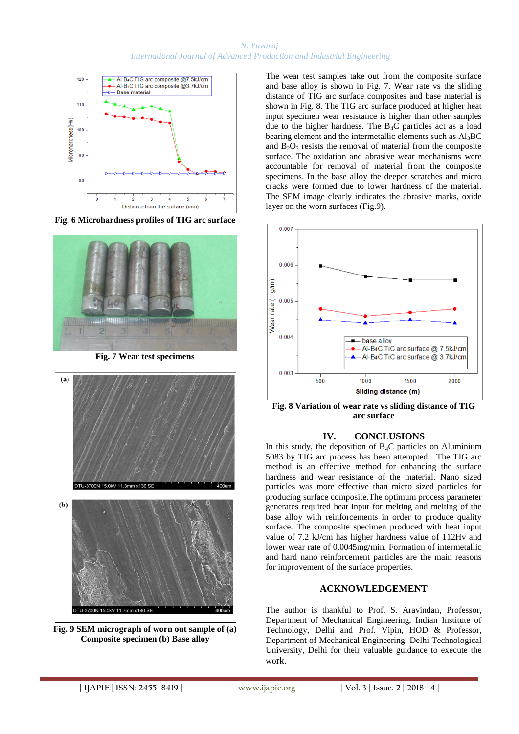**Fig. 6 Microhardness profiles of TIG arc surface**

**Fig. 7 Wear test specimens**

**Fig. 9 SEM micrograph of worn out sample of (a) Composite specimen (b) Base alloy**

The wear test samples take out from the composite surface and base alloy is shown in Fig. 7. Wear rate vs the sliding distance of TIG arc surface composites and base material is shown in Fig. 8. The TIG arc surface produced at higher heat input specimen wear resistance is higher than other samples due to the higher hardness. The $B_4C$ particles act as a load bearing element and the intermetallic elements such as $Al_3BC$ and $B_2O_3$ resists the removal of material from the composite surface. The oxidation and abrasive wear mechanisms were accountable for removal of material from the composite specimens. In the base alloy the deeper scratches and micro cracks were formed due to lower hardness of the material. The SEM image clearly indicates the abrasive marks, oxide layer on the worn surfaces (Fig.9).

**Fig. 8 Variation of wear rate vs sliding distance of TIG arc surface**

## IV. CONCLUSIONS

In this study, the deposition of $B_4C$ particles on Aluminium 5083 by TIG arc process has been attempted. The TIG arc method is an effective method for enhancing the surface hardness and wear resistance of the material. Nano sized particles was more effective than micro sized particles for producing surface composite.The optimum process parameter generates required heat input for melting and melting of the base alloy with reinforcements in order to produce quality surface. The composite specimen produced with heat input value of 7.2 kJ/cm has higher hardness value of 112Hv and lower wear rate of 0.0045mg/min. Formation of intermetallic and hard nano reinforcement particles are the main reasons for improvement of the surface properties.

## ACKNOWLEDGEMENT

The author is thankful to Prof. S. Aravindan, Professor, Department of Mechanical Engineering, Indian Institute of Technology, Delhi and Prof. Vipin, HOD & Professor, Department of Mechanical Engineering, Delhi Technological University, Delhi for their valuable guidance to execute the work.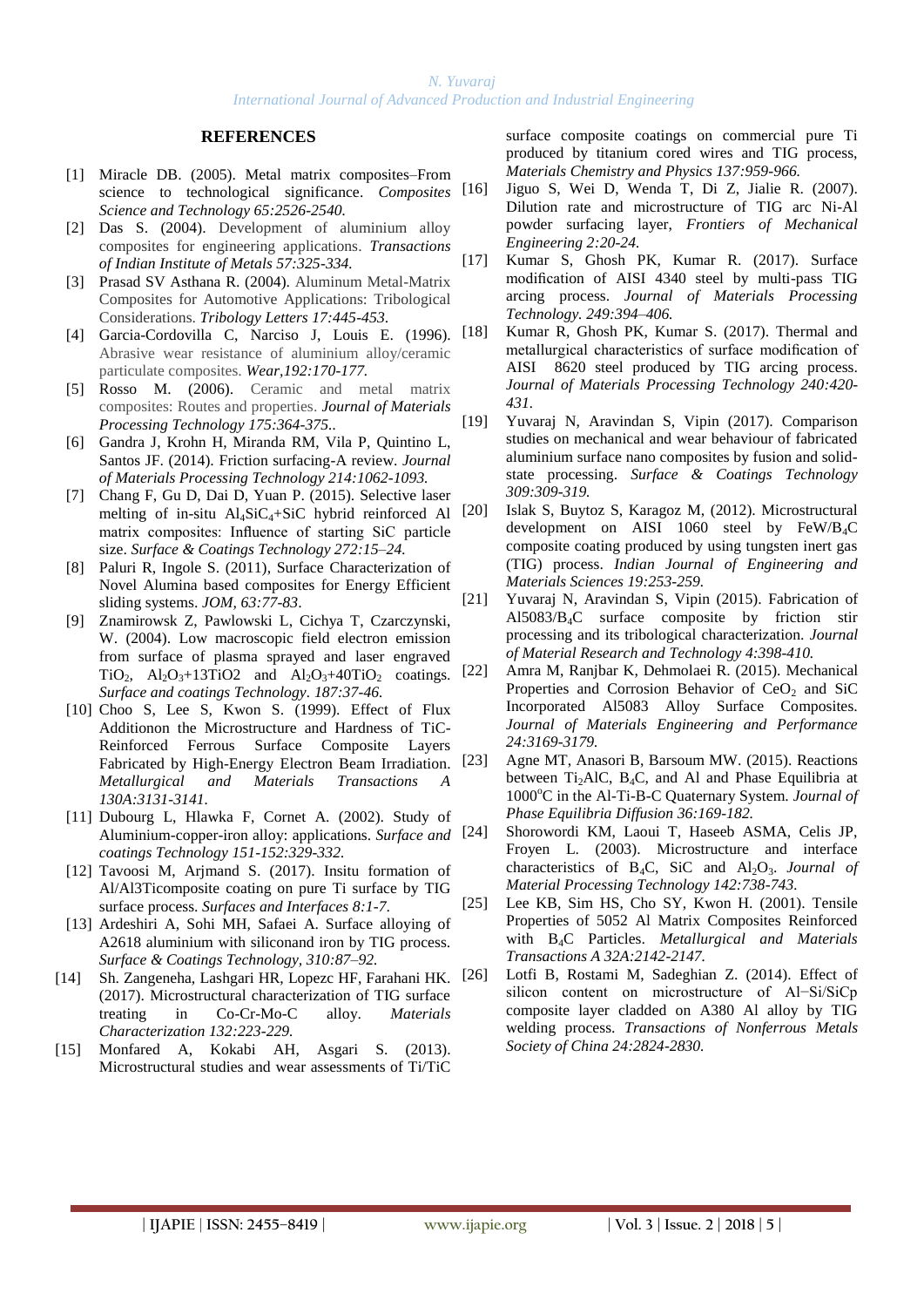## REFERENCES

[1] Miracle DB. (2005). Metal matrix composites–From science to technological significance. *Composites Science and Technology 65:2526-2540.*

[2] Das S. (2004). Development of aluminium alloy composites for engineering applications. *Transactions of Indian Institute of Metals 57:325-334.*

[3] Prasad SV Asthana R. (2004). Aluminum Metal-Matrix Composites for Automotive Applications: Tribological Considerations. *Tribology Letters 17:445-453.*

[4] Garcia-Cordovilla C, Narciso J, Louis E. (1996). Abrasive wear resistance of aluminium alloy/ceramic particulate composites. *Wear,192:170-177.*

[5] Rosso M. (2006). Ceramic and metal matrix composites: Routes and properties. *Journal of Materials Processing Technology 175:364-375..*

[6] Gandra J, Krohn H, Miranda RM, Vila P, Quintino L, Santos JF. (2014). Friction surfacing-A review. *Journal of Materials Processing Technology 214:1062-1093.*

[7] Chang F, Gu D, Dai D, Yuan P. (2015). Selective laser melting of in-situ $Al_4SiC_4$+SiC hybrid reinforced Al matrix composites: Influence of starting SiC particle size. *Surface & Coatings Technology 272:15–24.*

[8] Paluri R, Ingole S. (2011), Surface Characterization of Novel Alumina based composites for Energy Efficient sliding systems. *JOM, 63:77-83*.

[9] Znamirowsk Z, Pawlowski L, Cichya T, Czarczynski, W. (2004). Low macroscopic field electron emission from surface of plasma sprayed and laser engraved $TiO_2$, $Al_2O_3$+13TiO2 and $Al_2O_3$+40$TiO_2$ coatings. *Surface and coatings Technology. 187:37-46.*

[10] Choo S, Lee S, Kwon S. (1999). Effect of Flux Additionon the Microstructure and Hardness of TiC-Reinforced Ferrous Surface Composite Layers Fabricated by High-Energy Electron Beam Irradiation. *Metallurgical and Materials Transactions A 130A:3131-3141.*

[11] Dubourg L, Hlawka F, Cornet A. (2002). Study of Aluminium-copper-iron alloy: applications. *Surface and coatings Technology 151-152:329-332.*

[12] Tavoosi M, Arjmand S. (2017). Insitu formation of Al/Al3Ticomposite coating on pure Ti surface by TIG surface process. *Surfaces and Interfaces 8:1-7*.

[13] Ardeshiri A, Sohi MH, Safaei A. Surface alloying of A2618 aluminium with siliconand iron by TIG process. *Surface & Coatings Technology, 310:87–92.*

[14] Sh. Zangeneha, Lashgari HR, Lopezc HF, Farahani HK. (2017). Microstructural characterization of TIG surface treating in Co-Cr-Mo-C alloy. *Materials Characterization 132:223-229.*

[15] Monfared A, Kokabi AH, Asgari S. (2013). Microstructural studies and wear assessments of Ti/TiC surface composite coatings on commercial pure Ti produced by titanium cored wires and TIG process, *Materials Chemistry and Physics 137:959-966.*

[16] Jiguo S, Wei D, Wenda T, Di Z, Jialie R. (2007). Dilution rate and microstructure of TIG arc Ni-Al powder surfacing layer, *Frontiers of Mechanical Engineering 2:20-24.*

[17] Kumar S, Ghosh PK, Kumar R. (2017). Surface modification of AISI 4340 steel by multi-pass TIG arcing process. *Journal of Materials Processing Technology. 249:394–406.*

[18] Kumar R, Ghosh PK, Kumar S. (2017). Thermal and metallurgical characteristics of surface modification of AISI 8620 steel produced by TIG arcing process. *Journal of Materials Processing Technology 240:420-431.*

[19] Yuvaraj N, Aravindan S, Vipin (2017). Comparison studies on mechanical and wear behaviour of fabricated aluminium surface nano composites by fusion and solid-state processing. *Surface & Coatings Technology 309:309-319.*

[20] Islak S, Buytoz S, Karagoz M, (2012). Microstructural development on AISI 1060 steel by FeW/$B_4C$ composite coating produced by using tungsten inert gas (TIG) process. *Indian Journal of Engineering and Materials Sciences 19:253-259.*

[21] Yuvaraj N, Aravindan S, Vipin (2015). Fabrication of Al5083/$B_4C$ surface composite by friction stir processing and its tribological characterization. *Journal of Material Research and Technology 4:398-410.*

[22] Amra M, Ranjbar K, Dehmolaei R. (2015). Mechanical Properties and Corrosion Behavior of $CeO_2$ and SiC Incorporated Al5083 Alloy Surface Composites. *Journal of Materials Engineering and Performance 24:3169-3179.*

[23] Agne MT, Anasori B, Barsoum MW. (2015). Reactions between $Ti_2AlC$, $B_4C$, and Al and Phase Equilibria at 1000°C in the Al-Ti-B-C Quaternary System. *Journal of Phase Equilibria Diffusion 36:169-182.*

[24] Shorowordi KM, Laoui T, Haseeb ASMA, Celis JP, Froyen L. (2003). Microstructure and interface characteristics of $B_4C$, SiC and $Al_2O_3$. *Journal of Material Processing Technology 142:738-743.*

[25] Lee KB, Sim HS, Cho SY, Kwon H. (2001). Tensile Properties of 5052 Al Matrix Composites Reinforced with $B_4C$ Particles. *Metallurgical and Materials Transactions A 32A:2142-2147*.

[26] Lotfi B, Rostami M, Sadeghian Z. (2014). Effect of silicon content on microstructure of Al−Si/SiCp composite layer cladded on A380 Al alloy by TIG welding process. *Transactions of Nonferrous Metals Society of China 24:2824-2830.*